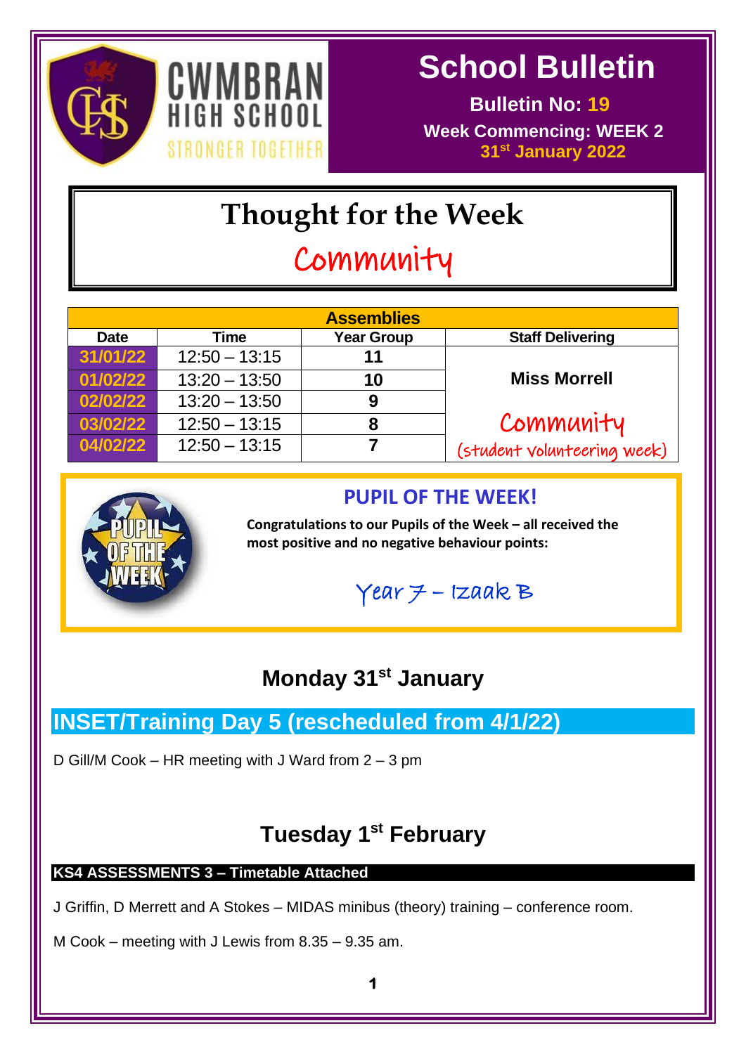# School Bulletin

**Bulletin No: 19**

**Week Commencing: WEEK 2**

**31st January 2022**

CWMBRAN HIGH SCHOOL

STRONGER TOGETHER

## Thought for the Week

Community

| Assemblies | | | |
|---|---|---|---|
| **Date** | **Time** | **Year Group** | **Staff Delivering** |
| 31/01/22 | 12:50 – 13:15 | 11 | **Miss Morrell** Community (student volunteering week) |
| 01/02/22 | 13:20 – 13:50 | 10 | |
| 02/02/22 | 13:20 – 13:50 | 9 | |
| 03/02/22 | 12:50 – 13:15 | 8 | |
| 04/02/22 | 12:50 – 13:15 | 7 | |

### PUPIL OF THE WEEK!

**Congratulations to our Pupils of the Week – all received the most positive and no negative behaviour points:**

Year 7 – Izaak B

## Monday 31st January

### INSET/Training Day 5 (rescheduled from 4/1/22)

D Gill/M Cook – HR meeting with J Ward from 2 – 3 pm

## Tuesday 1st February

**KS4 ASSESSMENTS 3 – Timetable Attached**

J Griffin, D Merrett and A Stokes – MIDAS minibus (theory) training – conference room.

M Cook – meeting with J Lewis from 8.35 – 9.35 am.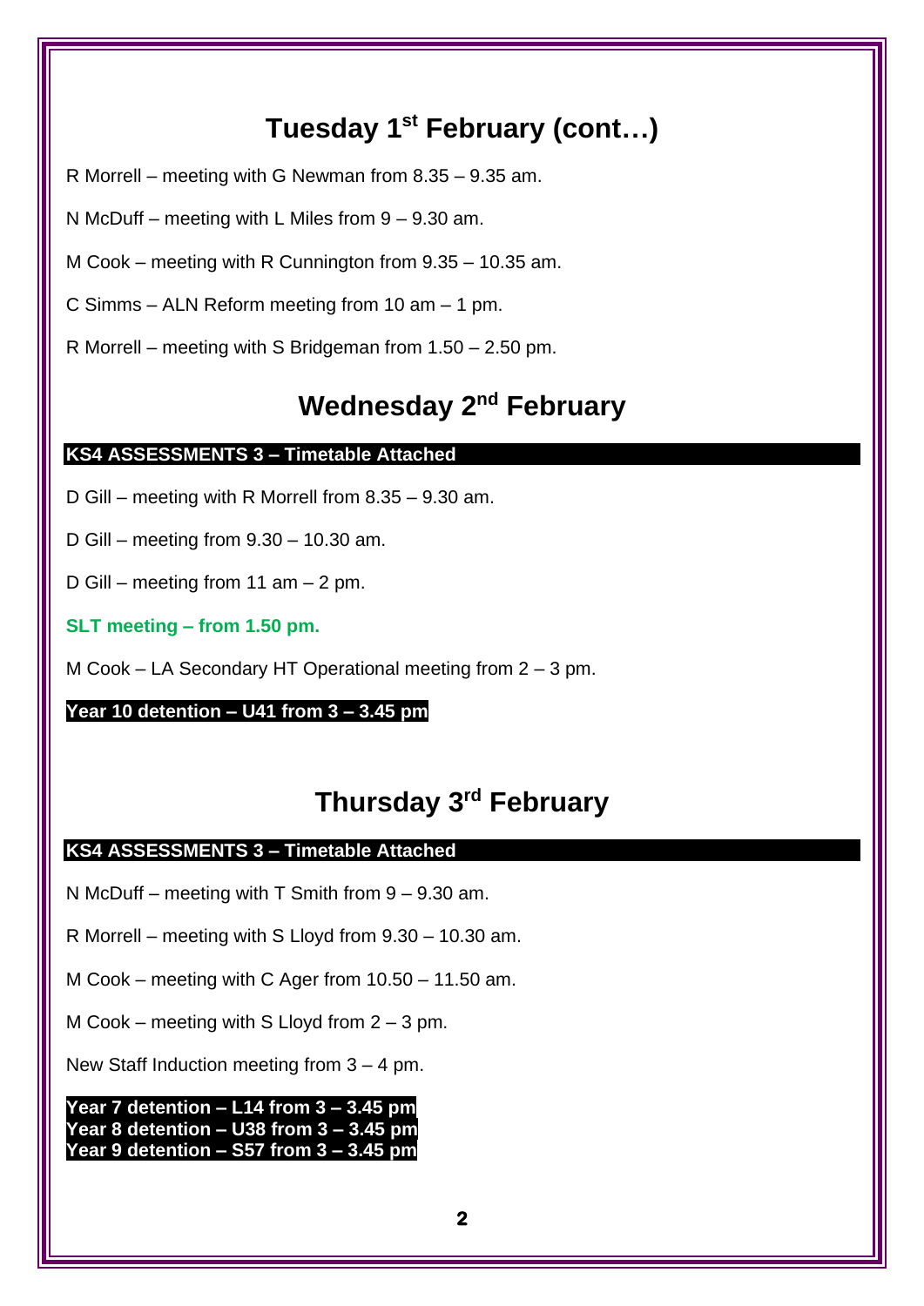# Tuesday 1st February (cont…)

R Morrell – meeting with G Newman from 8.35 – 9.35 am.

N McDuff – meeting with L Miles from 9 – 9.30 am.

M Cook – meeting with R Cunnington from 9.35 – 10.35 am.

C Simms – ALN Reform meeting from 10 am – 1 pm.

R Morrell – meeting with S Bridgeman from 1.50 – 2.50 pm.

# Wednesday 2nd February

**KS4 ASSESSMENTS 3 – Timetable Attached**

D Gill – meeting with R Morrell from 8.35 – 9.30 am.

D Gill – meeting from 9.30 – 10.30 am.

D Gill – meeting from 11 am – 2 pm.

**SLT meeting – from 1.50 pm.**

M Cook – LA Secondary HT Operational meeting from 2 – 3 pm.

**Year 10 detention – U41 from 3 – 3.45 pm**

# Thursday 3rd February

**KS4 ASSESSMENTS 3 – Timetable Attached**

N McDuff – meeting with T Smith from 9 – 9.30 am.

R Morrell – meeting with S Lloyd from 9.30 – 10.30 am.

M Cook – meeting with C Ager from 10.50 – 11.50 am.

M Cook – meeting with S Lloyd from 2 – 3 pm.

New Staff Induction meeting from 3 – 4 pm.

**Year 7 detention – L14 from 3 – 3.45 pm**
**Year 8 detention – U38 from 3 – 3.45 pm**
**Year 9 detention – S57 from 3 – 3.45 pm**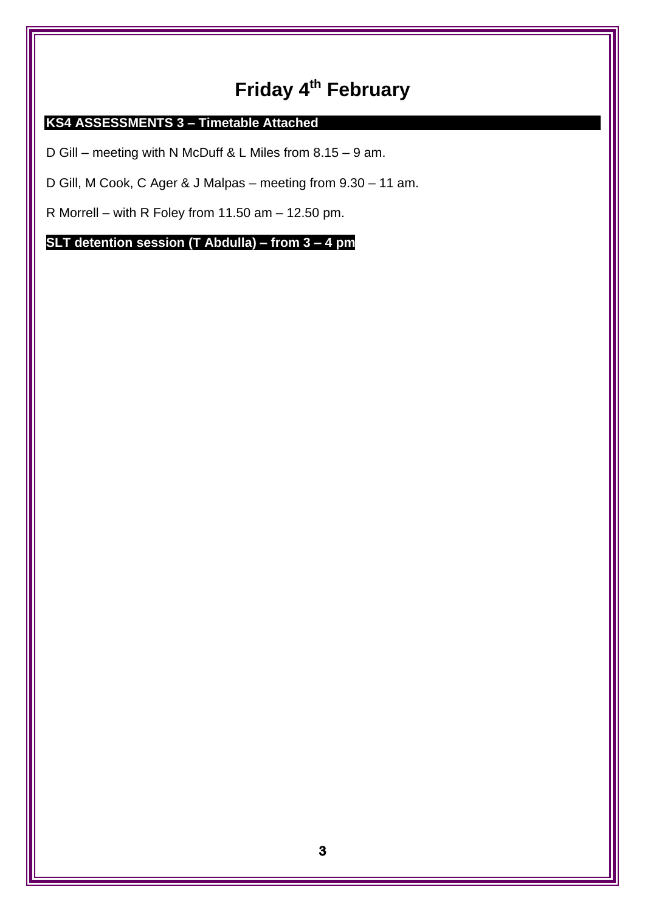# Friday 4th February

**KS4 ASSESSMENTS 3 – Timetable Attached**

D Gill – meeting with N McDuff & L Miles from 8.15 – 9 am.

D Gill, M Cook, C Ager & J Malpas – meeting from 9.30 – 11 am.

R Morrell – with R Foley from 11.50 am – 12.50 pm.

**SLT detention session (T Abdulla) – from 3 – 4 pm**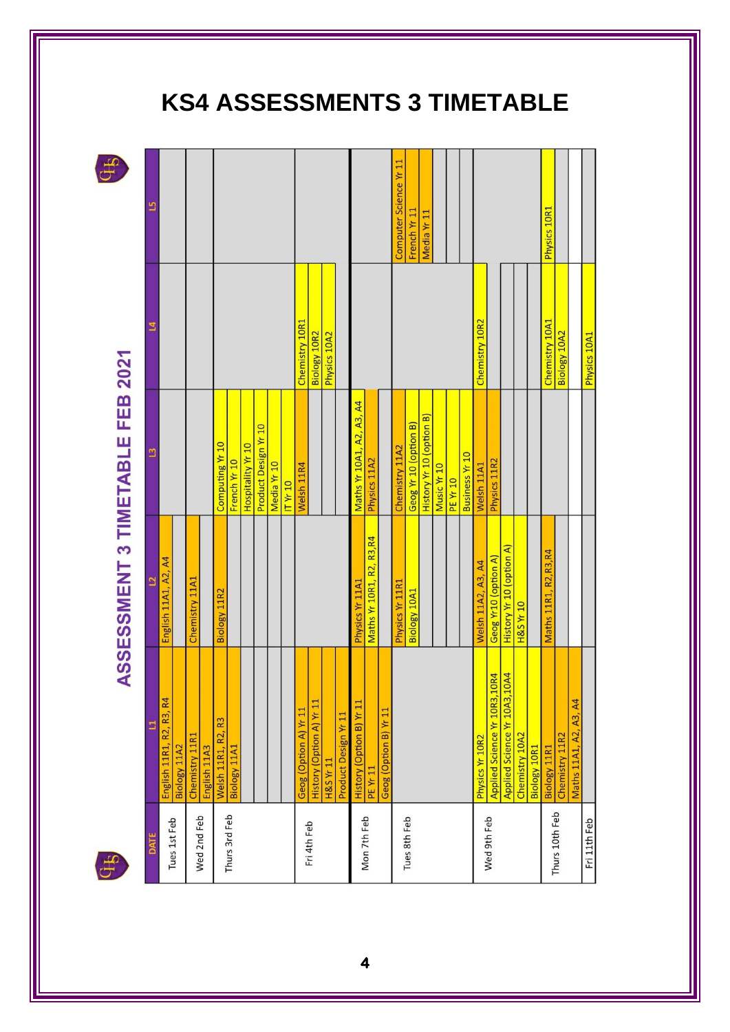# KS4 ASSESSMENTS 3 TIMETABLE

## ASSESSMENT 3 TIMETABLE FEB 2021

| DATE | L1 | L2 | L3 | L4 | L5 |
|---|---|---|---|---|---|
| Tues 1st Feb | English 11R1, R2, R3, R4 | English 11A1, A2, A4 | | | |
| | Biology 11A2 | | | | |
| Wed 2nd Feb | Chemistry 11R1 | Chemistry 11A1 | | | |
| | English 11A3 | | | | |
| Thurs 3rd Feb | Welsh 11R1, R2, R3 | Biology 11R2 | Computing Yr 10 | | |
| | Biology 11A1 | | French Yr 10 | | |
| | | | Hospitality Yr 10 | | |
| | | | Product Design Yr 10 | | |
| | | | Media Yr 10 | | |
| | | | IT Yr 10 | | |
| Fri 4th Feb | Geog (Option A) Yr 11 | | Welsh 11R4 | Chemistry 10R1 | |
| | History (Option A) Yr 11 | | | Biology 10R2 | |
| | H&S Yr 11 | | | Physics 10A2 | |
| | Product Design Yr 11 | | | | |
| Mon 7th Feb | History (Option B) Yr 11 | Physics Yr 11A1 | Maths Yr 10A1, A2, A3, A4 | | |
| | PE Yr 11 | Maths Yr 10R1, R2, R3,R4 | Physics 11A2 | | |
| | Geog (Option B) Yr 11 | | | | |
| Tues 8th Feb | | Physics Yr 11R1 | Chemistry 11A2 | | Computer Science Yr 11 |
| | | Biology 10A1 | Geog Yr 10 (option B) | | French Yr 11 |
| | | | History Yr 10 (option B) | | Media Yr 11 |
| | | | Music Yr 10 | | |
| | | | PE Yr 10 | | |
| | | | Business Yr 10 | | |
| Wed 9th Feb | Physics Yr 10R2 | Welsh 11A2, A3, A4 | Welsh 11A1 | Chemistry 10R2 | |
| | Applied Science Yr 10R3,10R4 | Geog Yr10 (option A) | Physics 11R2 | | |
| | Applied Science Yr 10A3,10A4 | History Yr 10 (option A) | | | |
| | Chemistry 10A2 | H&S Yr 10 | | | |
| | Biology 10R1 | | | | |
| Thurs 10th Feb | Biology 11R1 | Maths 11R1, R2,R3,R4 | | Chemistry 10A1 | Physics 10R1 |
| | Chemistry 11R2 | | | Biology 10A2 | |
| | Maths 11A1, A2, A3, A4 | | | | |
| Fri 11th Feb | | | | Physics 10A1 | |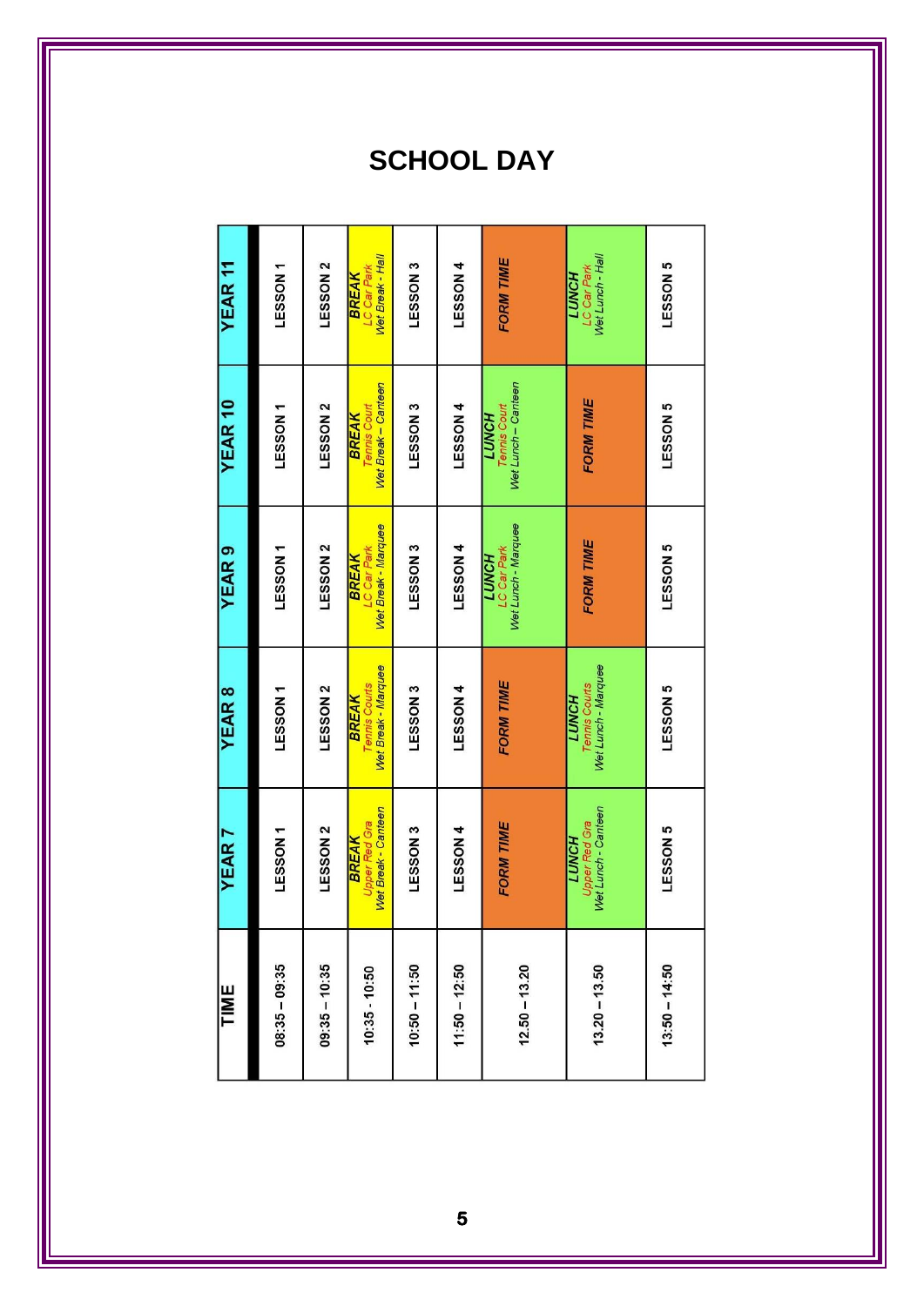# SCHOOL DAY

| TIME | YEAR 7 | YEAR 8 | YEAR 9 | YEAR 10 | YEAR 11 |
|---|---|---|---|---|---|
| 08:35 – 09:35 | LESSON 1 | LESSON 1 | LESSON 1 | LESSON 1 | LESSON 1 |
| 09:35 – 10:35 | LESSON 2 | LESSON 2 | LESSON 2 | LESSON 2 | LESSON 2 |
| 10:35 - 10:50 | *BREAK* *Upper Red Gra* *Wet Break - Canteen* | *BREAK* *Tennis Courts* *Wet Break - Marquee* | *BREAK* *LC Car Park* *Wet Break - Marquee* | *BREAK* *Tennis Court* *Wet Break – Canteen* | *BREAK* *LC Car Park* *Wet Break - Hall* |
| 10:50 – 11:50 | LESSON 3 | LESSON 3 | LESSON 3 | LESSON 3 | LESSON 3 |
| 11:50 – 12:50 | LESSON 4 | LESSON 4 | LESSON 4 | LESSON 4 | LESSON 4 |
| 12.50 – 13.20 | *FORM TIME* | *FORM TIME* | *LUNCH* *LC Car Park* *Wet Lunch - Marquee* | *LUNCH* *Tennis Court* *Wet Lunch – Canteen* | *FORM TIME* |
| 13.20 – 13.50 | *LUNCH* *Upper Red Gra* *Wet Lunch - Canteen* | *LUNCH* *Tennis Courts* *Wet Lunch - Marquee* | *FORM TIME* | *FORM TIME* | *LUNCH* *LC Car Park* *Wet Lunch - Hall* |
| 13:50 – 14:50 | LESSON 5 | LESSON 5 | LESSON 5 | LESSON 5 | LESSON 5 |